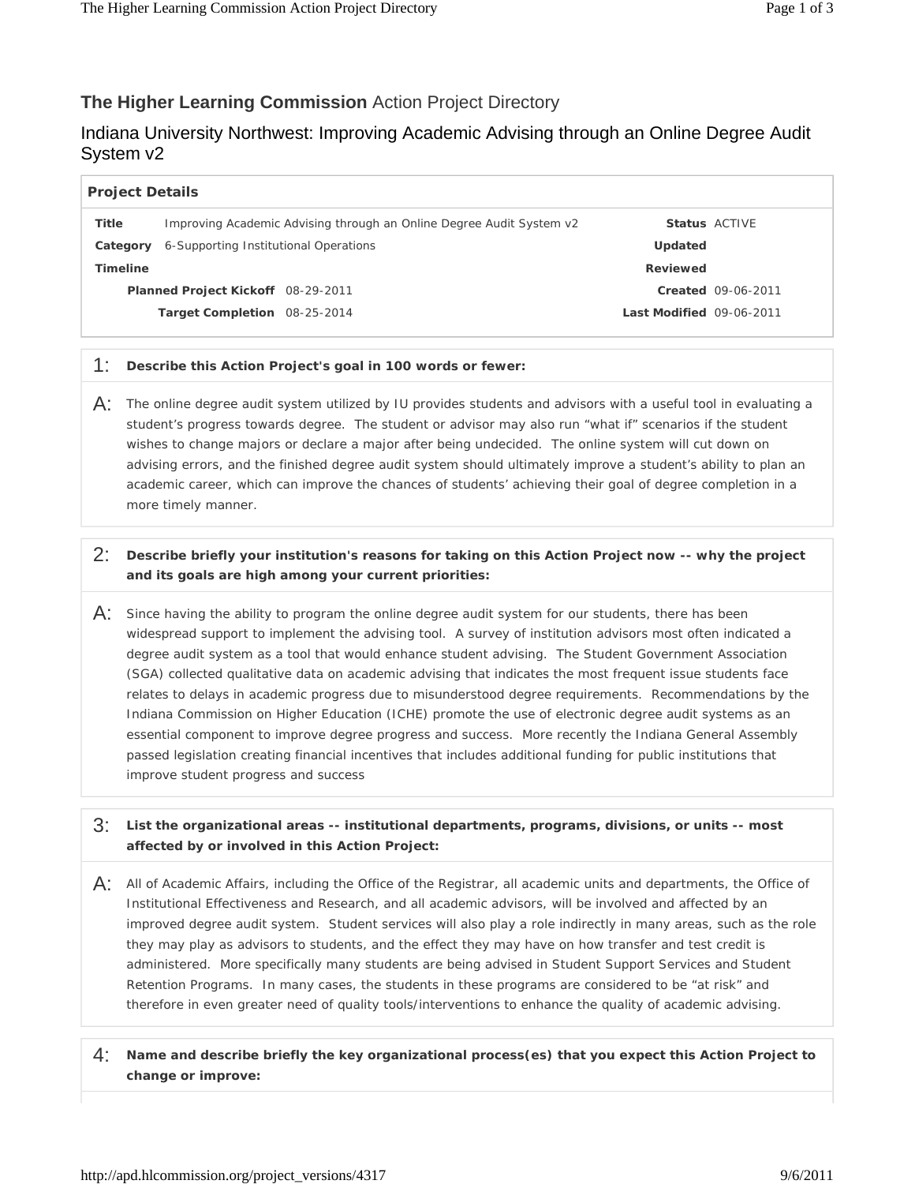# **The Higher Learning Commission** Action Project Directory

## Indiana University Northwest: Improving Academic Advising through an Online Degree Audit System v2

| **Project Details** | | | |
|---|---|---|---|
| **Title** | Improving Academic Advising through an Online Degree Audit System v2 | **Status** | ACTIVE |
| **Category** | 6-Supporting Institutional Operations | **Updated** | |
| **Timeline** | | **Reviewed** | |
| **Planned Project Kickoff** | 08-29-2011 | **Created** | 09-06-2011 |
| **Target Completion** | 08-25-2014 | **Last Modified** | 09-06-2011 |

**1: Describe this Action Project's goal in 100 words or fewer:**

A: The online degree audit system utilized by IU provides students and advisors with a useful tool in evaluating a student's progress towards degree. The student or advisor may also run "what if" scenarios if the student wishes to change majors or declare a major after being undecided. The online system will cut down on advising errors, and the finished degree audit system should ultimately improve a student's ability to plan an academic career, which can improve the chances of students' achieving their goal of degree completion in a more timely manner.

**2: Describe briefly your institution's reasons for taking on this Action Project now -- why the project and its goals are high among your current priorities:**

A: Since having the ability to program the online degree audit system for our students, there has been widespread support to implement the advising tool. A survey of institution advisors most often indicated a degree audit system as a tool that would enhance student advising. The Student Government Association (SGA) collected qualitative data on academic advising that indicates the most frequent issue students face relates to delays in academic progress due to misunderstood degree requirements. Recommendations by the Indiana Commission on Higher Education (ICHE) promote the use of electronic degree audit systems as an essential component to improve degree progress and success. More recently the Indiana General Assembly passed legislation creating financial incentives that includes additional funding for public institutions that improve student progress and success

**3: List the organizational areas -- institutional departments, programs, divisions, or units -- most affected by or involved in this Action Project:**

A: All of Academic Affairs, including the Office of the Registrar, all academic units and departments, the Office of Institutional Effectiveness and Research, and all academic advisors, will be involved and affected by an improved degree audit system. Student services will also play a role indirectly in many areas, such as the role they may play as advisors to students, and the effect they may have on how transfer and test credit is administered. More specifically many students are being advised in Student Support Services and Student Retention Programs. In many cases, the students in these programs are considered to be "at risk" and therefore in even greater need of quality tools/interventions to enhance the quality of academic advising.

**4: Name and describe briefly the key organizational process(es) that you expect this Action Project to change or improve:**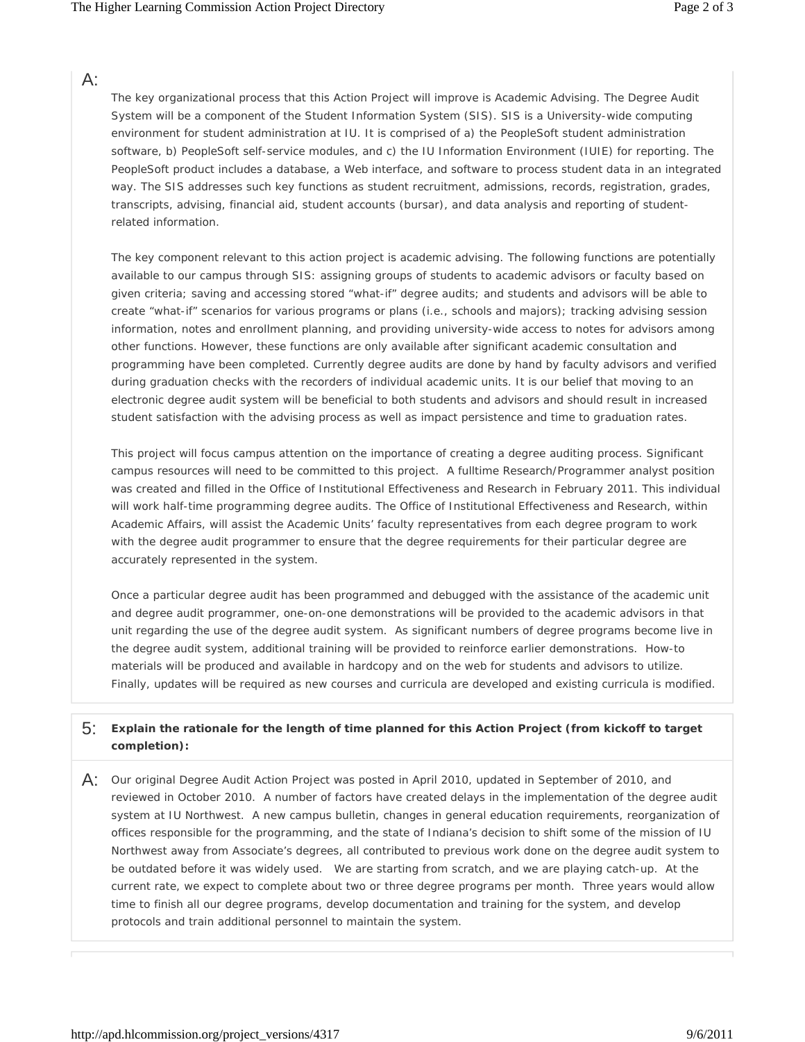A:

The key organizational process that this Action Project will improve is Academic Advising. The Degree Audit System will be a component of the Student Information System (SIS). SIS is a University-wide computing environment for student administration at IU. It is comprised of a) the PeopleSoft student administration software, b) PeopleSoft self-service modules, and c) the IU Information Environment (IUIE) for reporting. The PeopleSoft product includes a database, a Web interface, and software to process student data in an integrated way. The SIS addresses such key functions as student recruitment, admissions, records, registration, grades, transcripts, advising, financial aid, student accounts (bursar), and data analysis and reporting of student-related information.

The key component relevant to this action project is academic advising. The following functions are potentially available to our campus through SIS: assigning groups of students to academic advisors or faculty based on given criteria; saving and accessing stored "what-if" degree audits; and students and advisors will be able to create "what-if" scenarios for various programs or plans (i.e., schools and majors); tracking advising session information, notes and enrollment planning, and providing university-wide access to notes for advisors among other functions. However, these functions are only available after significant academic consultation and programming have been completed. Currently degree audits are done by hand by faculty advisors and verified during graduation checks with the recorders of individual academic units. It is our belief that moving to an electronic degree audit system will be beneficial to both students and advisors and should result in increased student satisfaction with the advising process as well as impact persistence and time to graduation rates.

This project will focus campus attention on the importance of creating a degree auditing process. Significant campus resources will need to be committed to this project. A fulltime Research/Programmer analyst position was created and filled in the Office of Institutional Effectiveness and Research in February 2011. This individual will work half-time programming degree audits. The Office of Institutional Effectiveness and Research, within Academic Affairs, will assist the Academic Units' faculty representatives from each degree program to work with the degree audit programmer to ensure that the degree requirements for their particular degree are accurately represented in the system.

Once a particular degree audit has been programmed and debugged with the assistance of the academic unit and degree audit programmer, one-on-one demonstrations will be provided to the academic advisors in that unit regarding the use of the degree audit system. As significant numbers of degree programs become live in the degree audit system, additional training will be provided to reinforce earlier demonstrations. How-to materials will be produced and available in hardcopy and on the web for students and advisors to utilize. Finally, updates will be required as new courses and curricula are developed and existing curricula is modified.

5: **Explain the rationale for the length of time planned for this Action Project (from kickoff to target completion):**

A: Our original Degree Audit Action Project was posted in April 2010, updated in September of 2010, and reviewed in October 2010. A number of factors have created delays in the implementation of the degree audit system at IU Northwest. A new campus bulletin, changes in general education requirements, reorganization of offices responsible for the programming, and the state of Indiana's decision to shift some of the mission of IU Northwest away from Associate's degrees, all contributed to previous work done on the degree audit system to be outdated before it was widely used. We are starting from scratch, and we are playing catch-up. At the current rate, we expect to complete about two or three degree programs per month. Three years would allow time to finish all our degree programs, develop documentation and training for the system, and develop protocols and train additional personnel to maintain the system.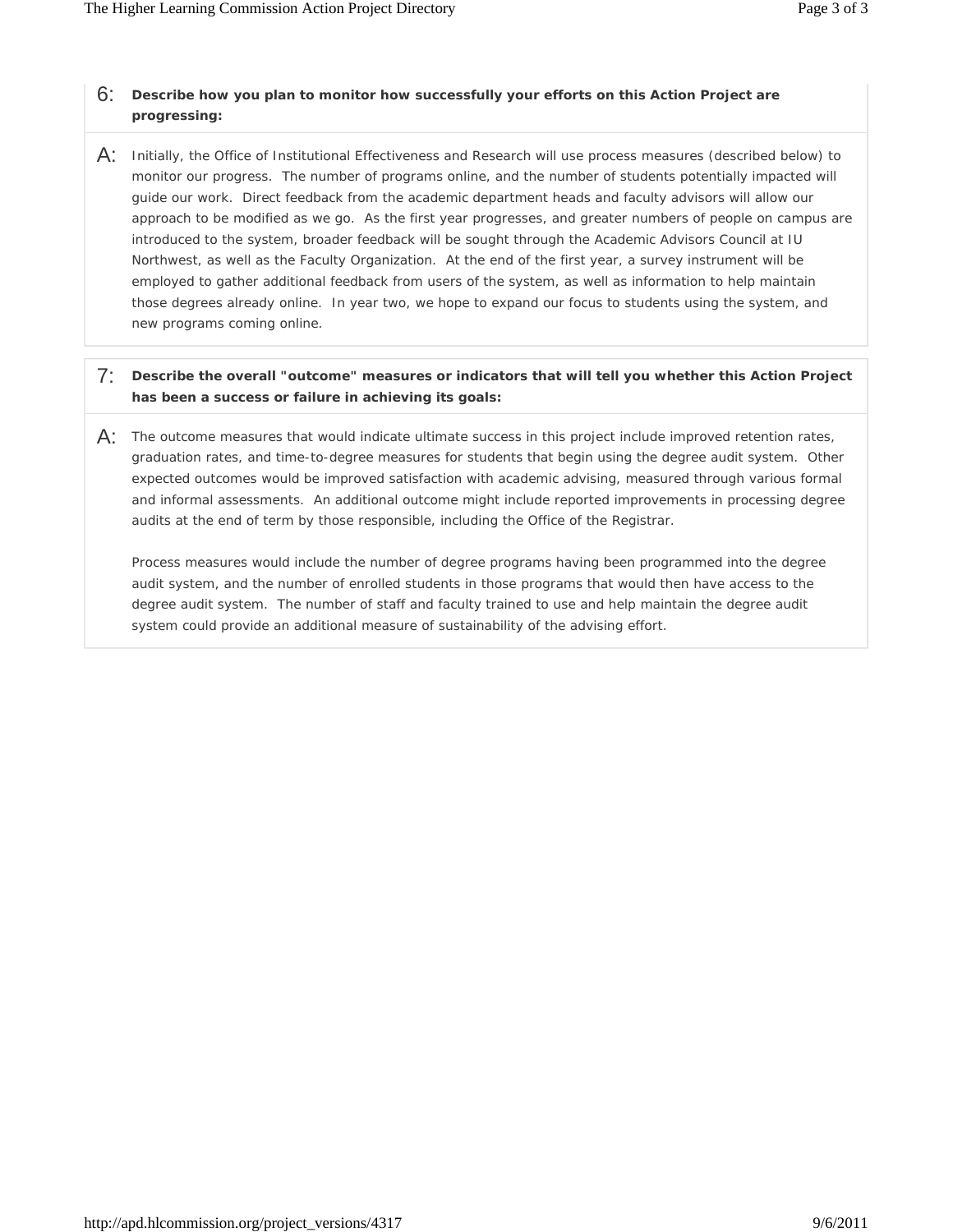**6: Describe how you plan to monitor how successfully your efforts on this Action Project are progressing:**

A: Initially, the Office of Institutional Effectiveness and Research will use process measures (described below) to monitor our progress. The number of programs online, and the number of students potentially impacted will guide our work. Direct feedback from the academic department heads and faculty advisors will allow our approach to be modified as we go. As the first year progresses, and greater numbers of people on campus are introduced to the system, broader feedback will be sought through the Academic Advisors Council at IU Northwest, as well as the Faculty Organization. At the end of the first year, a survey instrument will be employed to gather additional feedback from users of the system, as well as information to help maintain those degrees already online. In year two, we hope to expand our focus to students using the system, and new programs coming online.

**7: Describe the overall "outcome" measures or indicators that will tell you whether this Action Project has been a success or failure in achieving its goals:**

A: The outcome measures that would indicate ultimate success in this project include improved retention rates, graduation rates, and time-to-degree measures for students that begin using the degree audit system. Other expected outcomes would be improved satisfaction with academic advising, measured through various formal and informal assessments. An additional outcome might include reported improvements in processing degree audits at the end of term by those responsible, including the Office of the Registrar.

Process measures would include the number of degree programs having been programmed into the degree audit system, and the number of enrolled students in those programs that would then have access to the degree audit system. The number of staff and faculty trained to use and help maintain the degree audit system could provide an additional measure of sustainability of the advising effort.